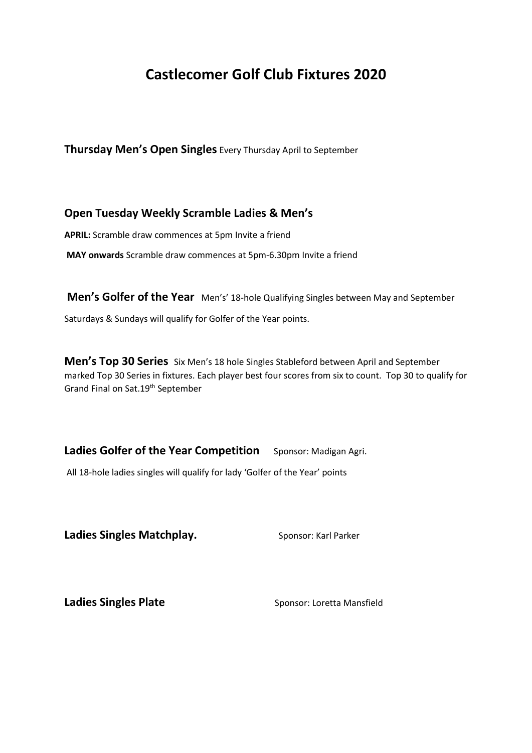# Castlecomer Golf Club Fixtures 2020

**Thursday Men's Open Singles** Every Thursday April to September

**Open Tuesday Weekly Scramble Ladies & Men's**

**APRIL:** Scramble draw commences at 5pm Invite a friend

**MAY onwards** Scramble draw commences at 5pm-6.30pm Invite a friend

**Men's Golfer of the Year** Men's' 18-hole Qualifying Singles between May and September Saturdays & Sundays will qualify for Golfer of the Year points.

**Men's Top 30 Series** Six Men's 18 hole Singles Stableford between April and September marked Top 30 Series in fixtures. Each player best four scores from six to count. Top 30 to qualify for Grand Final on Sat.19th September

**Ladies Golfer of the Year Competition** Sponsor: Madigan Agri.

All 18-hole ladies singles will qualify for lady 'Golfer of the Year' points

**Ladies Singles Matchplay.** Sponsor: Karl Parker

**Ladies Singles Plate** Sponsor: Loretta Mansfield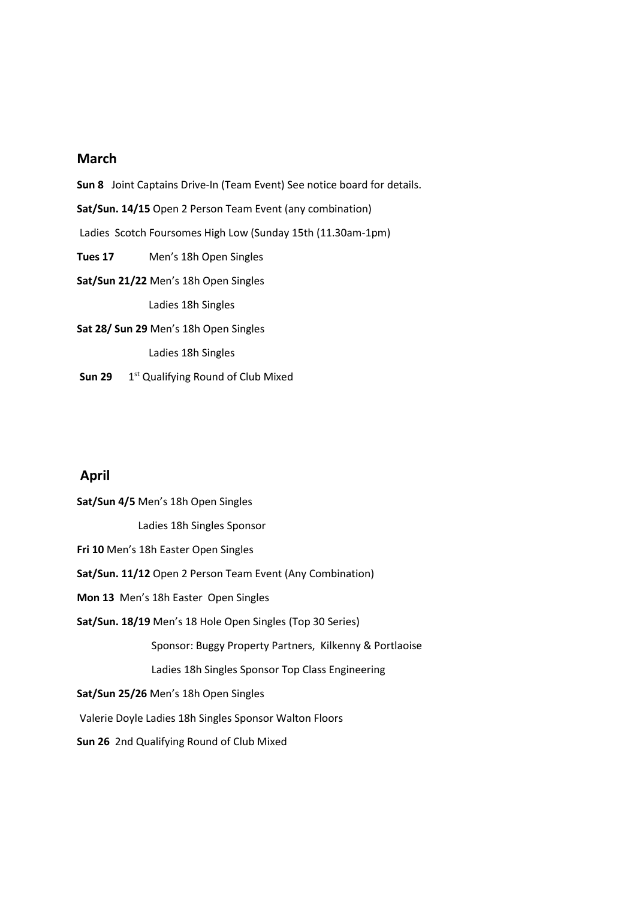## March

**Sun 8** Joint Captains Drive-In (Team Event) See notice board for details.

**Sat/Sun. 14/15** Open 2 Person Team Event (any combination)

Ladies Scotch Foursomes High Low (Sunday 15th (11.30am-1pm)

**Tues 17** Men's 18h Open Singles

**Sat/Sun 21/22** Men's 18h Open Singles

Ladies 18h Singles

**Sat 28/ Sun 29** Men's 18h Open Singles

Ladies 18h Singles

**Sun 29** 1st Qualifying Round of Club Mixed

## April

**Sat/Sun 4/5** Men's 18h Open Singles

Ladies 18h Singles Sponsor

**Fri 10** Men's 18h Easter Open Singles

**Sat/Sun. 11/12** Open 2 Person Team Event (Any Combination)

**Mon 13** Men's 18h Easter Open Singles

**Sat/Sun. 18/19** Men's 18 Hole Open Singles (Top 30 Series)

Sponsor: Buggy Property Partners, Kilkenny & Portlaoise

Ladies 18h Singles Sponsor Top Class Engineering

**Sat/Sun 25/26** Men's 18h Open Singles

Valerie Doyle Ladies 18h Singles Sponsor Walton Floors

**Sun 26** 2nd Qualifying Round of Club Mixed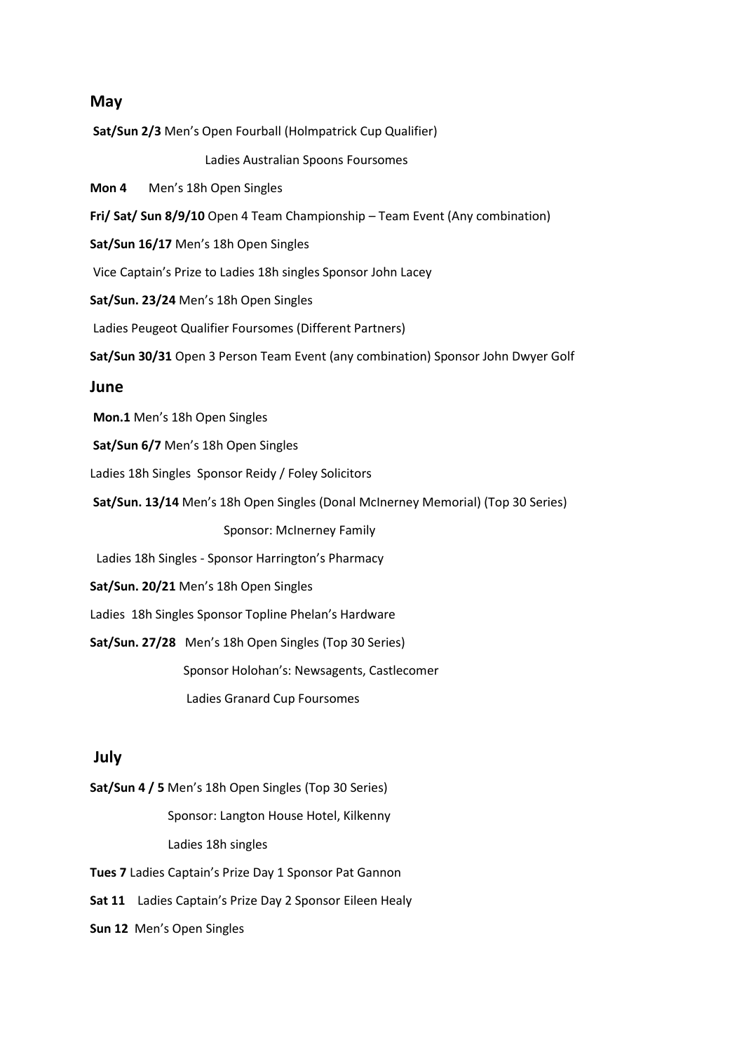## May

**Sat/Sun 2/3** Men's Open Fourball (Holmpatrick Cup Qualifier)

Ladies Australian Spoons Foursomes

**Mon 4** Men's 18h Open Singles

**Fri/ Sat/ Sun 8/9/10** Open 4 Team Championship – Team Event (Any combination)

**Sat/Sun 16/17** Men's 18h Open Singles

Vice Captain's Prize to Ladies 18h singles Sponsor John Lacey

**Sat/Sun. 23/24** Men's 18h Open Singles

Ladies Peugeot Qualifier Foursomes (Different Partners)

**Sat/Sun 30/31** Open 3 Person Team Event (any combination) Sponsor John Dwyer Golf

## June

**Mon.1** Men's 18h Open Singles

**Sat/Sun 6/7** Men's 18h Open Singles

Ladies 18h Singles Sponsor Reidy / Foley Solicitors

**Sat/Sun. 13/14** Men's 18h Open Singles (Donal McInerney Memorial) (Top 30 Series)

Sponsor: McInerney Family

Ladies 18h Singles - Sponsor Harrington's Pharmacy

**Sat/Sun. 20/21** Men's 18h Open Singles

Ladies 18h Singles Sponsor Topline Phelan's Hardware

**Sat/Sun. 27/28** Men's 18h Open Singles (Top 30 Series)

Sponsor Holohan's: Newsagents, Castlecomer

Ladies Granard Cup Foursomes

## July

**Sat/Sun 4 / 5** Men's 18h Open Singles (Top 30 Series)

Sponsor: Langton House Hotel, Kilkenny

Ladies 18h singles

**Tues 7** Ladies Captain's Prize Day 1 Sponsor Pat Gannon

**Sat 11** Ladies Captain's Prize Day 2 Sponsor Eileen Healy

**Sun 12** Men's Open Singles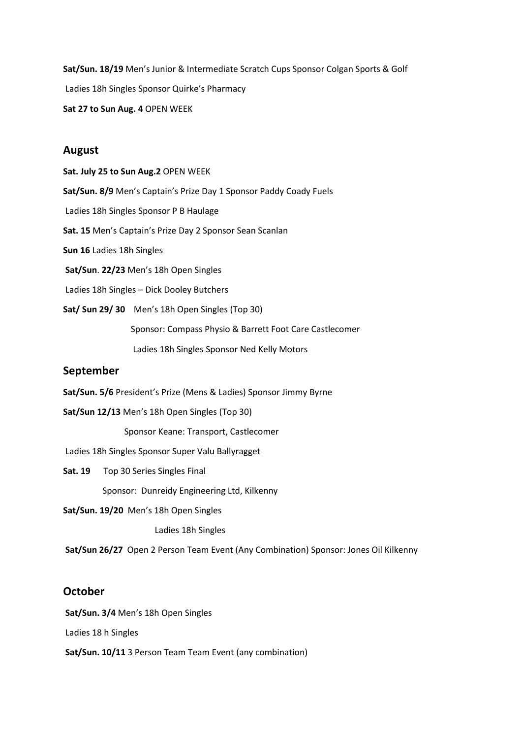**Sat/Sun. 18/19** Men's Junior & Intermediate Scratch Cups Sponsor Colgan Sports & Golf

Ladies 18h Singles Sponsor Quirke's Pharmacy

**Sat 27 to Sun Aug. 4** OPEN WEEK

## August

**Sat. July 25 to Sun Aug.2** OPEN WEEK

**Sat/Sun. 8/9** Men's Captain's Prize Day 1 Sponsor Paddy Coady Fuels

Ladies 18h Singles Sponsor P B Haulage

**Sat. 15** Men's Captain's Prize Day 2 Sponsor Sean Scanlan

**Sun 16** Ladies 18h Singles

**Sat/Sun**. **22/23** Men's 18h Open Singles

Ladies 18h Singles – Dick Dooley Butchers

**Sat/ Sun 29/ 30** Men's 18h Open Singles (Top 30)

Sponsor: Compass Physio & Barrett Foot Care Castlecomer

Ladies 18h Singles Sponsor Ned Kelly Motors

## September

**Sat/Sun. 5/6** President's Prize (Mens & Ladies) Sponsor Jimmy Byrne

**Sat/Sun 12/13** Men's 18h Open Singles (Top 30)

Sponsor Keane: Transport, Castlecomer

Ladies 18h Singles Sponsor Super Valu Ballyragget

**Sat. 19** Top 30 Series Singles Final

Sponsor: Dunreidy Engineering Ltd, Kilkenny

**Sat/Sun. 19/20** Men's 18h Open Singles

Ladies 18h Singles

**Sat/Sun 26/27** Open 2 Person Team Event (Any Combination) Sponsor: Jones Oil Kilkenny

## October

**Sat/Sun. 3/4** Men's 18h Open Singles

Ladies 18 h Singles

**Sat/Sun. 10/11** 3 Person Team Team Event (any combination)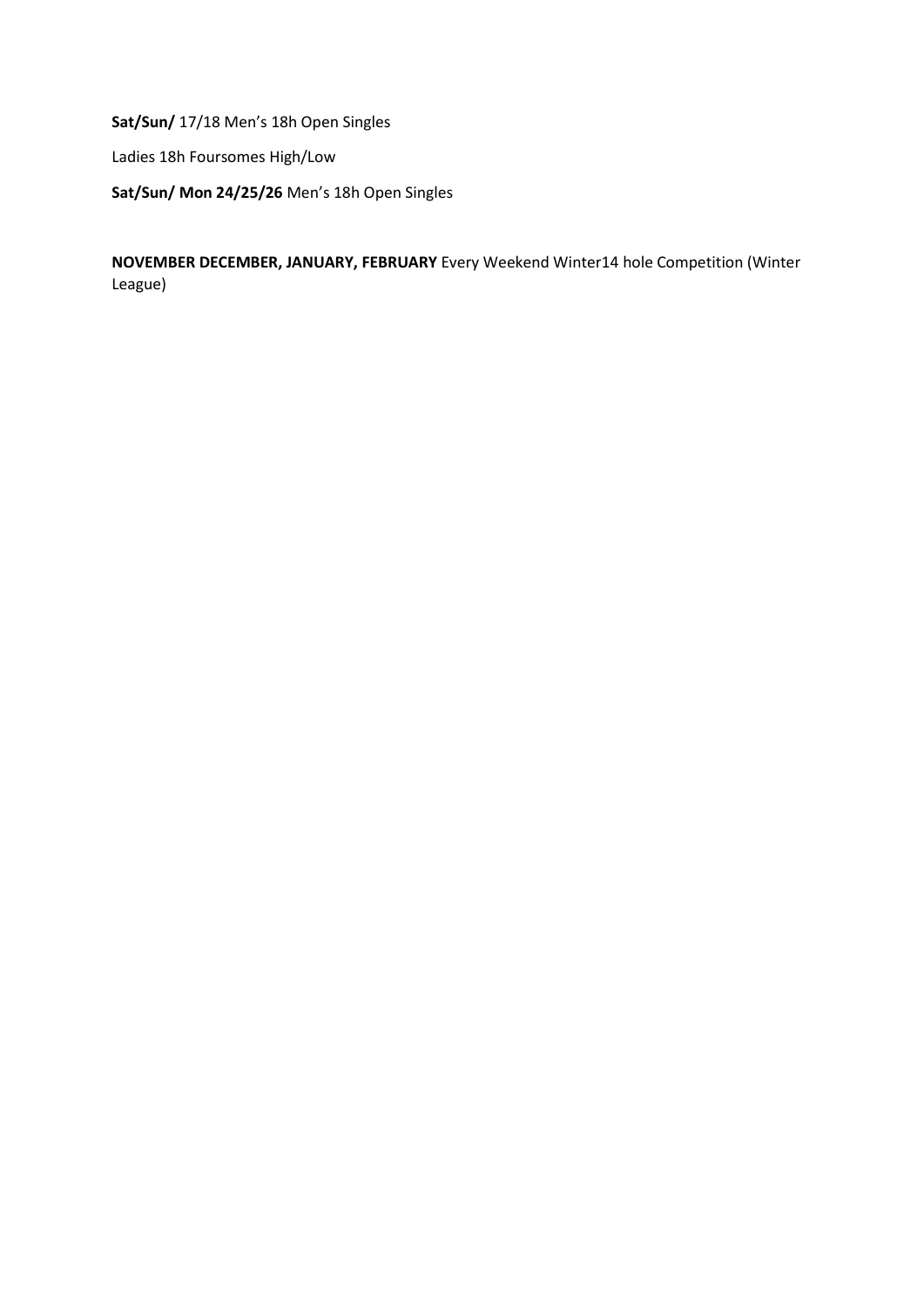**Sat/Sun/** 17/18 Men's 18h Open Singles

Ladies 18h Foursomes High/Low

**Sat/Sun/ Mon 24/25/26** Men's 18h Open Singles

**NOVEMBER DECEMBER, JANUARY, FEBRUARY** Every Weekend Winter14 hole Competition (Winter League)